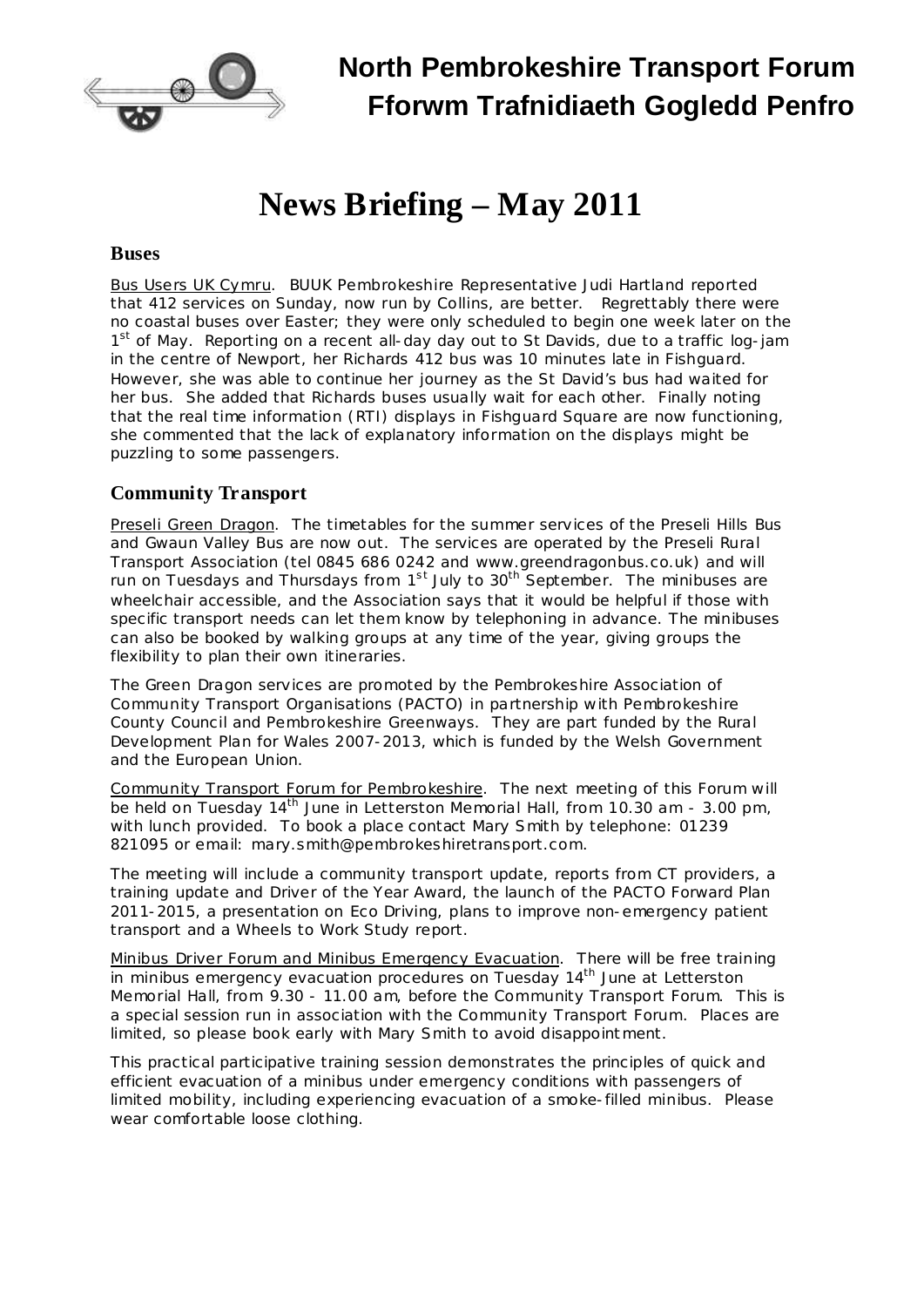# North Pembrokeshire Transport Forum
# Fforwm Trafnidiaeth Gogledd Penfro

# News Briefing – May 2011

## Buses

Bus Users UK Cymru. BUUK Pembrokeshire Representative Judi Hartland reported that 412 services on Sunday, now run by Collins, are better. Regrettably there were no coastal buses over Easter; they were only scheduled to begin one week later on the 1st of May. Reporting on a recent all-day day out to St Davids, due to a traffic log-jam in the centre of Newport, her Richards 412 bus was 10 minutes late in Fishguard. However, she was able to continue her journey as the St David's bus had waited for her bus. She added that Richards buses usually wait for each other. Finally noting that the real time information (RTI) displays in Fishguard Square are now functioning, she commented that the lack of explanatory information on the displays might be puzzling to some passengers.

## Community Transport

Preseli Green Dragon. The timetables for the summer services of the Preseli Hills Bus and Gwaun Valley Bus are now out. The services are operated by the Preseli Rural Transport Association (tel 0845 686 0242 and www.greendragonbus.co.uk) and will run on Tuesdays and Thursdays from 1st July to 30th September. The minibuses are wheelchair accessible, and the Association says that it would be helpful if those with specific transport needs can let them know by telephoning in advance. The minibuses can also be booked by walking groups at any time of the year, giving groups the flexibility to plan their own itineraries.

The Green Dragon services are promoted by the Pembrokeshire Association of Community Transport Organisations (PACTO) in partnership with Pembrokeshire County Council and Pembrokeshire Greenways. They are part funded by the Rural Development Plan for Wales 2007-2013, which is funded by the Welsh Government and the European Union.

Community Transport Forum for Pembrokeshire. The next meeting of this Forum will be held on Tuesday 14th June in Letterston Memorial Hall, from 10.30 am - 3.00 pm, with lunch provided. To book a place contact Mary Smith by telephone: 01239 821095 or email: mary.smith@pembrokeshiretransport.com.

The meeting will include a community transport update, reports from CT providers, a training update and Driver of the Year Award, the launch of the PACTO Forward Plan 2011-2015, a presentation on Eco Driving, plans to improve non-emergency patient transport and a Wheels to Work Study report.

Minibus Driver Forum and Minibus Emergency Evacuation. There will be free training in minibus emergency evacuation procedures on Tuesday 14th June at Letterston Memorial Hall, from 9.30 - 11.00 am, before the Community Transport Forum. This is a special session run in association with the Community Transport Forum. Places are limited, so please book early with Mary Smith to avoid disappointment.

This practical participative training session demonstrates the principles of quick and efficient evacuation of a minibus under emergency conditions with passengers of limited mobility, including experiencing evacuation of a smoke-filled minibus. Please wear comfortable loose clothing.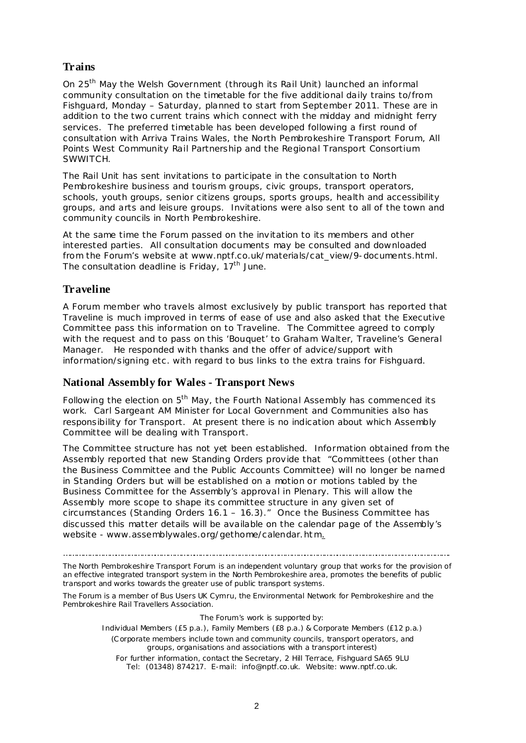## Trains

On 25th May the Welsh Government (through its Rail Unit) launched an informal community consultation on the timetable for the five additional daily trains to/from Fishguard, Monday – Saturday, planned to start from September 2011. These are in addition to the two current trains which connect with the midday and midnight ferry services. The preferred timetable has been developed following a first round of consultation with Arriva Trains Wales, the North Pembrokeshire Transport Forum, All Points West Community Rail Partnership and the Regional Transport Consortium SWWITCH.

The Rail Unit has sent invitations to participate in the consultation to North Pembrokeshire business and tourism groups, civic groups, transport operators, schools, youth groups, senior citizens groups, sports groups, health and accessibility groups, and arts and leisure groups. Invitations were also sent to all of the town and community councils in North Pembrokeshire.

At the same time the Forum passed on the invitation to its members and other interested parties. All consultation documents may be consulted and downloaded from the Forum's website at www.nptf.co.uk/materials/cat_view/9-documents.html. The consultation deadline is Friday, 17th June.

## Traveline

A Forum member who travels almost exclusively by public transport has reported that Traveline is much improved in terms of ease of use and also asked that the Executive Committee pass this information on to Traveline. The Committee agreed to comply with the request and to pass on this 'Bouquet' to Graham Walter, Traveline's General Manager. He responded with thanks and the offer of advice/support with information/signing etc. with regard to bus links to the extra trains for Fishguard.

## National Assembly for Wales - Transport News

Following the election on 5th May, the Fourth National Assembly has commenced its work. Carl Sargeant AM Minister for Local Government and Communities also has responsibility for Transport. At present there is no indication about which Assembly Committee will be dealing with Transport.

The Committee structure has not yet been established. Information obtained from the Assembly reported that new Standing Orders provide that "Committees (other than the Business Committee and the Public Accounts Committee) will no longer be named in Standing Orders but will be established on a motion or motions tabled by the Business Committee for the Assembly's approval in Plenary. This will allow the Assembly more scope to shape its committee structure in any given set of circumstances (Standing Orders 16.1 – 16.3)." Once the Business Committee has discussed this matter details will be available on the calendar page of the Assembly's website - www.assemblywales.org/gethome/calendar.htm.

---

*The North Pembrokeshire Transport Forum is an independent voluntary group that works for the provision of an effective integrated transport system in the North Pembrokeshire area, promotes the benefits of public transport and works towards the greater use of public transport systems.*

*The Forum is a member of Bus Users UK Cymru, the Environmental Network for Pembrokeshire and the Pembrokeshire Rail Travellers Association.*

*The Forum's work is supported by:*

*Individual Members (£5 p.a.), Family Members (£8 p.a.) & Corporate Members (£12 p.a.)*

*(Corporate members include town and community councils, transport operators, and groups, organisations and associations with a transport interest)*

*For further information, contact the Secretary, 2 Hill Terrace, Fishguard SA65 9LU*
*Tel: (01348) 874217. E-mail: info@nptf.co.uk. Website: www.nptf.co.uk.*